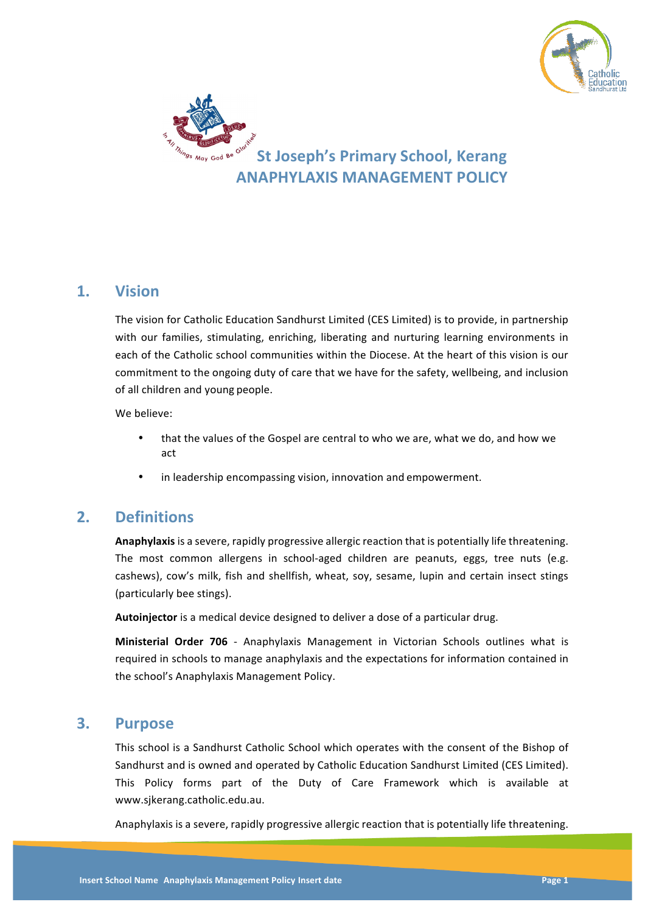# St Joseph's Primary School, Kerang
# ANAPHYLAXIS MANAGEMENT POLICY

## 1. Vision

The vision for Catholic Education Sandhurst Limited (CES Limited) is to provide, in partnership with our families, stimulating, enriching, liberating and nurturing learning environments in each of the Catholic school communities within the Diocese. At the heart of this vision is our commitment to the ongoing duty of care that we have for the safety, wellbeing, and inclusion of all children and young people.

We believe:

- that the values of the Gospel are central to who we are, what we do, and how we act
- in leadership encompassing vision, innovation and empowerment.

## 2. Definitions

**Anaphylaxis** is a severe, rapidly progressive allergic reaction that is potentially life threatening. The most common allergens in school-aged children are peanuts, eggs, tree nuts (e.g. cashews), cow's milk, fish and shellfish, wheat, soy, sesame, lupin and certain insect stings (particularly bee stings).

**Autoinjector** is a medical device designed to deliver a dose of a particular drug.

**Ministerial Order 706** - Anaphylaxis Management in Victorian Schools outlines what is required in schools to manage anaphylaxis and the expectations for information contained in the school's Anaphylaxis Management Policy.

## 3. Purpose

This school is a Sandhurst Catholic School which operates with the consent of the Bishop of Sandhurst and is owned and operated by Catholic Education Sandhurst Limited (CES Limited). This Policy forms part of the Duty of Care Framework which is available at www.sjkerang.catholic.edu.au.

Anaphylaxis is a severe, rapidly progressive allergic reaction that is potentially life threatening.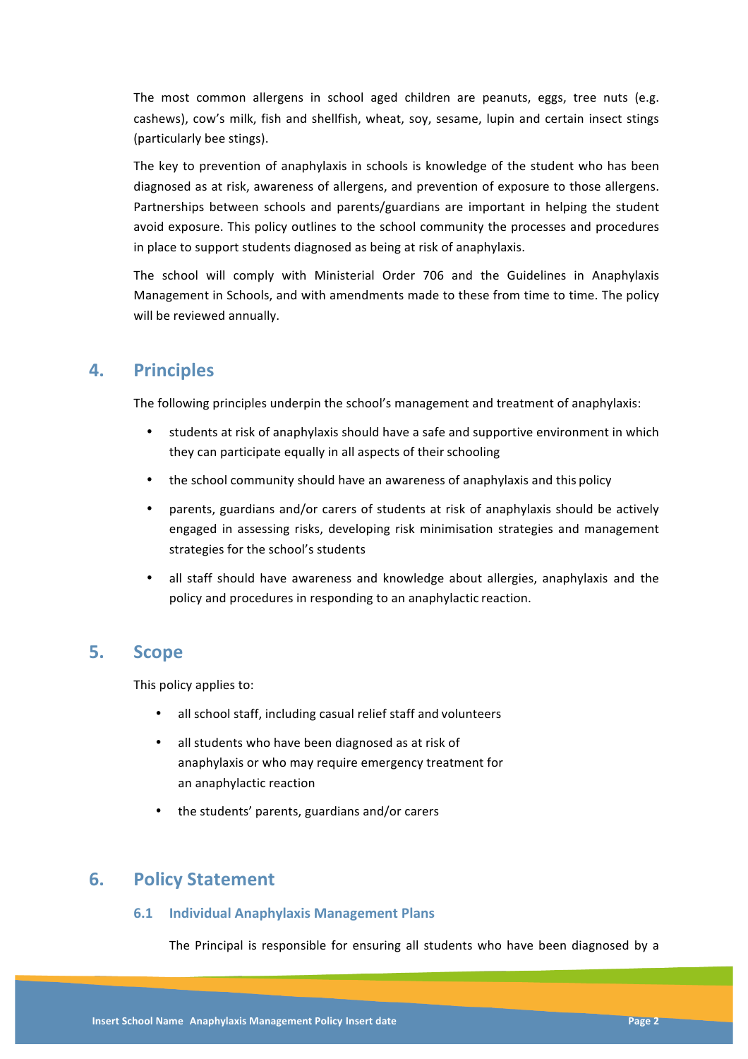The most common allergens in school aged children are peanuts, eggs, tree nuts (e.g. cashews), cow's milk, fish and shellfish, wheat, soy, sesame, lupin and certain insect stings (particularly bee stings).

The key to prevention of anaphylaxis in schools is knowledge of the student who has been diagnosed as at risk, awareness of allergens, and prevention of exposure to those allergens. Partnerships between schools and parents/guardians are important in helping the student avoid exposure. This policy outlines to the school community the processes and procedures in place to support students diagnosed as being at risk of anaphylaxis.

The school will comply with Ministerial Order 706 and the Guidelines in Anaphylaxis Management in Schools, and with amendments made to these from time to time. The policy will be reviewed annually.

## 4. Principles

The following principles underpin the school's management and treatment of anaphylaxis:

- students at risk of anaphylaxis should have a safe and supportive environment in which they can participate equally in all aspects of their schooling
- the school community should have an awareness of anaphylaxis and this policy
- parents, guardians and/or carers of students at risk of anaphylaxis should be actively engaged in assessing risks, developing risk minimisation strategies and management strategies for the school's students
- all staff should have awareness and knowledge about allergies, anaphylaxis and the policy and procedures in responding to an anaphylactic reaction.

## 5. Scope

This policy applies to:

- all school staff, including casual relief staff and volunteers
- all students who have been diagnosed as at risk of anaphylaxis or who may require emergency treatment for an anaphylactic reaction
- the students' parents, guardians and/or carers

## 6. Policy Statement

### 6.1 Individual Anaphylaxis Management Plans

The Principal is responsible for ensuring all students who have been diagnosed by a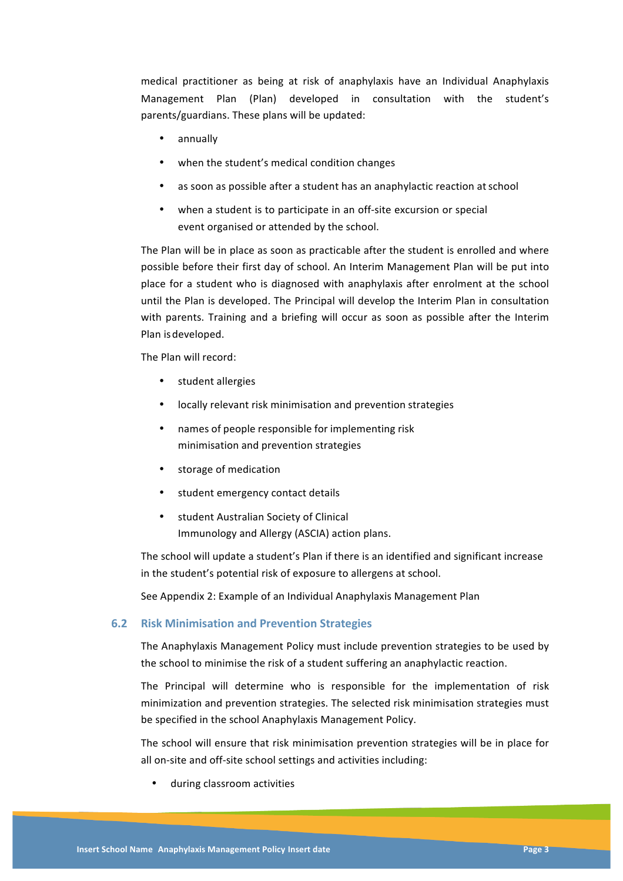medical practitioner as being at risk of anaphylaxis have an Individual Anaphylaxis Management Plan (Plan) developed in consultation with the student's parents/guardians. These plans will be updated:

- annually
- when the student's medical condition changes
- as soon as possible after a student has an anaphylactic reaction at school
- when a student is to participate in an off-site excursion or special event organised or attended by the school.

The Plan will be in place as soon as practicable after the student is enrolled and where possible before their first day of school. An Interim Management Plan will be put into place for a student who is diagnosed with anaphylaxis after enrolment at the school until the Plan is developed. The Principal will develop the Interim Plan in consultation with parents. Training and a briefing will occur as soon as possible after the Interim Plan is developed.

The Plan will record:

- student allergies
- locally relevant risk minimisation and prevention strategies
- names of people responsible for implementing risk minimisation and prevention strategies
- storage of medication
- student emergency contact details
- student Australian Society of Clinical Immunology and Allergy (ASCIA) action plans.

The school will update a student's Plan if there is an identified and significant increase in the student's potential risk of exposure to allergens at school.

See Appendix 2: Example of an Individual Anaphylaxis Management Plan

### 6.2 Risk Minimisation and Prevention Strategies

The Anaphylaxis Management Policy must include prevention strategies to be used by the school to minimise the risk of a student suffering an anaphylactic reaction.

The Principal will determine who is responsible for the implementation of risk minimization and prevention strategies. The selected risk minimisation strategies must be specified in the school Anaphylaxis Management Policy.

The school will ensure that risk minimisation prevention strategies will be in place for all on-site and off-site school settings and activities including:

- during classroom activities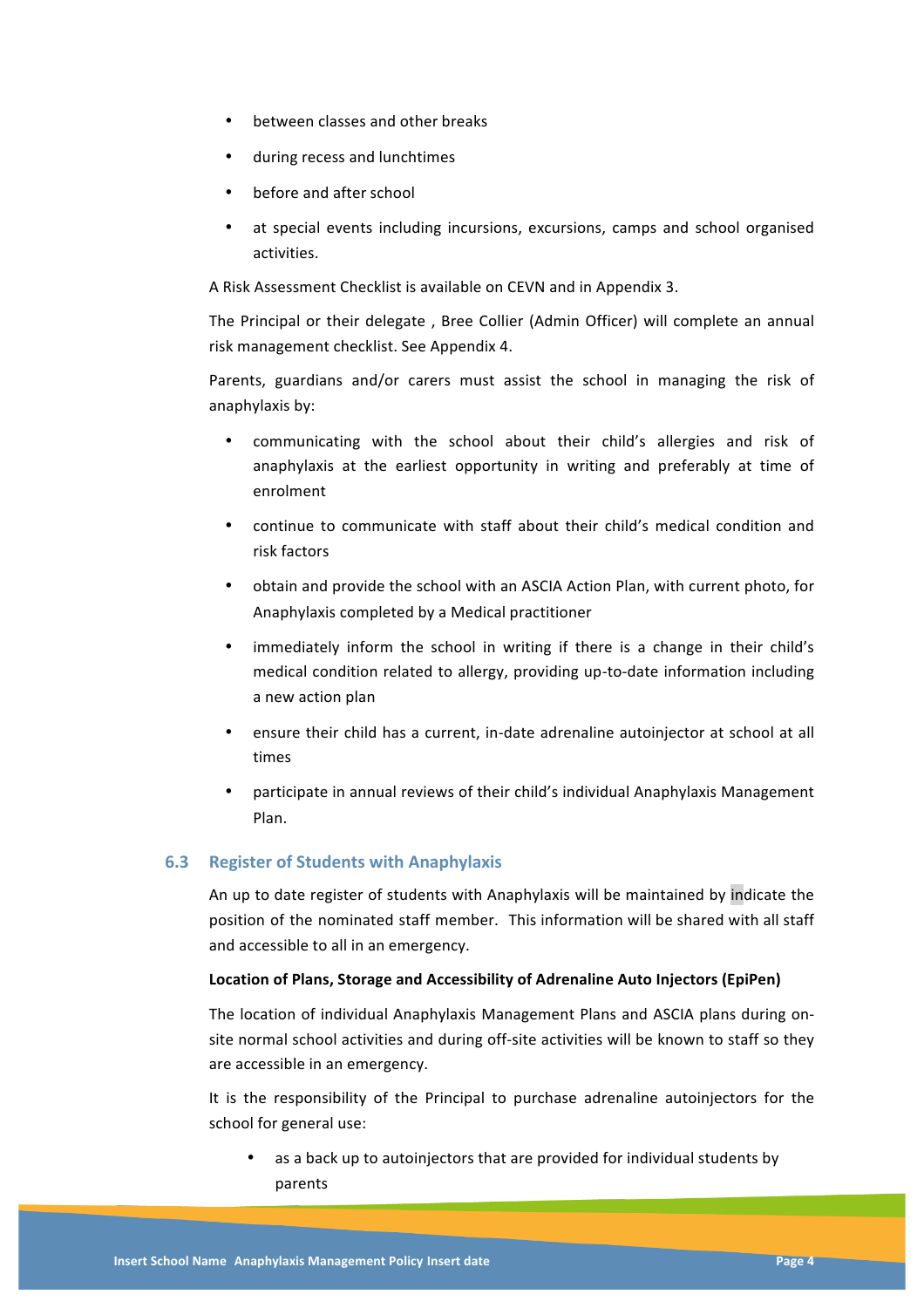- between classes and other breaks
- during recess and lunchtimes
- before and after school
- at special events including incursions, excursions, camps and school organised activities.

A Risk Assessment Checklist is available on CEVN and in Appendix 3.

The Principal or their delegate , Bree Collier (Admin Officer) will complete an annual risk management checklist. See Appendix 4.

Parents, guardians and/or carers must assist the school in managing the risk of anaphylaxis by:

- communicating with the school about their child's allergies and risk of anaphylaxis at the earliest opportunity in writing and preferably at time of enrolment
- continue to communicate with staff about their child's medical condition and risk factors
- obtain and provide the school with an ASCIA Action Plan, with current photo, for Anaphylaxis completed by a Medical practitioner
- immediately inform the school in writing if there is a change in their child's medical condition related to allergy, providing up-to-date information including a new action plan
- ensure their child has a current, in-date adrenaline autoinjector at school at all times
- participate in annual reviews of their child's individual Anaphylaxis Management Plan.

### 6.3 Register of Students with Anaphylaxis

An up to date register of students with Anaphylaxis will be maintained by indicate the position of the nominated staff member. This information will be shared with all staff and accessible to all in an emergency.

**Location of Plans, Storage and Accessibility of Adrenaline Auto Injectors (EpiPen)**

The location of individual Anaphylaxis Management Plans and ASCIA plans during on-site normal school activities and during off-site activities will be known to staff so they are accessible in an emergency.

It is the responsibility of the Principal to purchase adrenaline autoinjectors for the school for general use:

- as a back up to autoinjectors that are provided for individual students by parents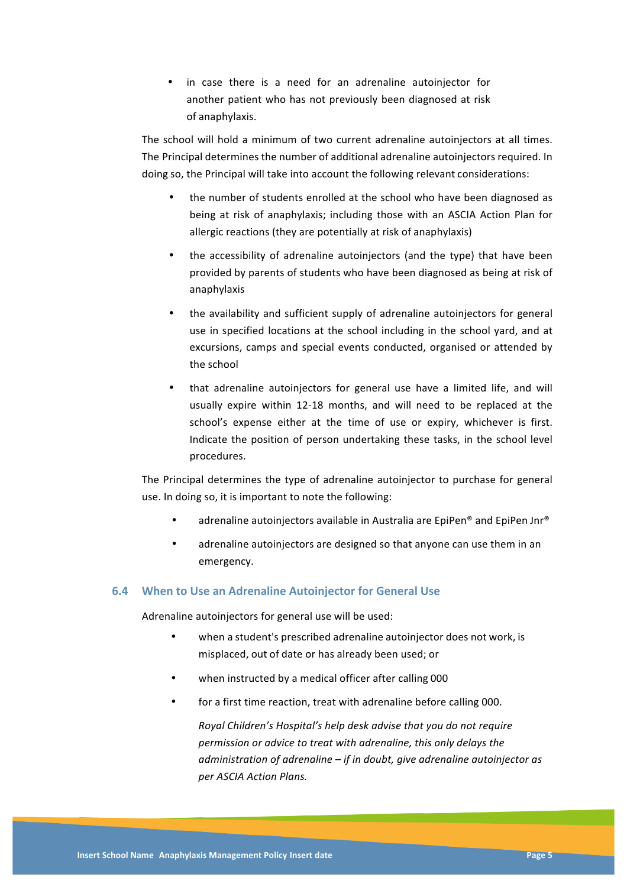- in case there is a need for an adrenaline autoinjector for another patient who has not previously been diagnosed at risk of anaphylaxis.

The school will hold a minimum of two current adrenaline autoinjectors at all times. The Principal determines the number of additional adrenaline autoinjectors required. In doing so, the Principal will take into account the following relevant considerations:

- the number of students enrolled at the school who have been diagnosed as being at risk of anaphylaxis; including those with an ASCIA Action Plan for allergic reactions (they are potentially at risk of anaphylaxis)
- the accessibility of adrenaline autoinjectors (and the type) that have been provided by parents of students who have been diagnosed as being at risk of anaphylaxis
- the availability and sufficient supply of adrenaline autoinjectors for general use in specified locations at the school including in the school yard, and at excursions, camps and special events conducted, organised or attended by the school
- that adrenaline autoinjectors for general use have a limited life, and will usually expire within 12-18 months, and will need to be replaced at the school's expense either at the time of use or expiry, whichever is first. Indicate the position of person undertaking these tasks, in the school level procedures.

The Principal determines the type of adrenaline autoinjector to purchase for general use. In doing so, it is important to note the following:

- adrenaline autoinjectors available in Australia are EpiPen® and EpiPen Jnr®
- adrenaline autoinjectors are designed so that anyone can use them in an emergency.

### 6.4 When to Use an Adrenaline Autoinjector for General Use

Adrenaline autoinjectors for general use will be used:

- when a student's prescribed adrenaline autoinjector does not work, is misplaced, out of date or has already been used; or
- when instructed by a medical officer after calling 000
- for a first time reaction, treat with adrenaline before calling 000.

  *Royal Children's Hospital's help desk advise that you do not require permission or advice to treat with adrenaline, this only delays the administration of adrenaline – if in doubt, give adrenaline autoinjector as per ASCIA Action Plans.*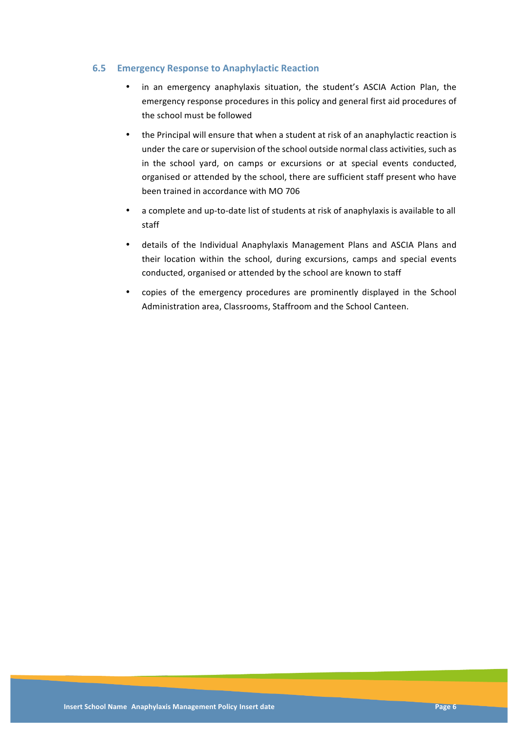### 6.5 Emergency Response to Anaphylactic Reaction

- in an emergency anaphylaxis situation, the student's ASCIA Action Plan, the emergency response procedures in this policy and general first aid procedures of the school must be followed
- the Principal will ensure that when a student at risk of an anaphylactic reaction is under the care or supervision of the school outside normal class activities, such as in the school yard, on camps or excursions or at special events conducted, organised or attended by the school, there are sufficient staff present who have been trained in accordance with MO 706
- a complete and up-to-date list of students at risk of anaphylaxis is available to all staff
- details of the Individual Anaphylaxis Management Plans and ASCIA Plans and their location within the school, during excursions, camps and special events conducted, organised or attended by the school are known to staff
- copies of the emergency procedures are prominently displayed in the School Administration area, Classrooms, Staffroom and the School Canteen.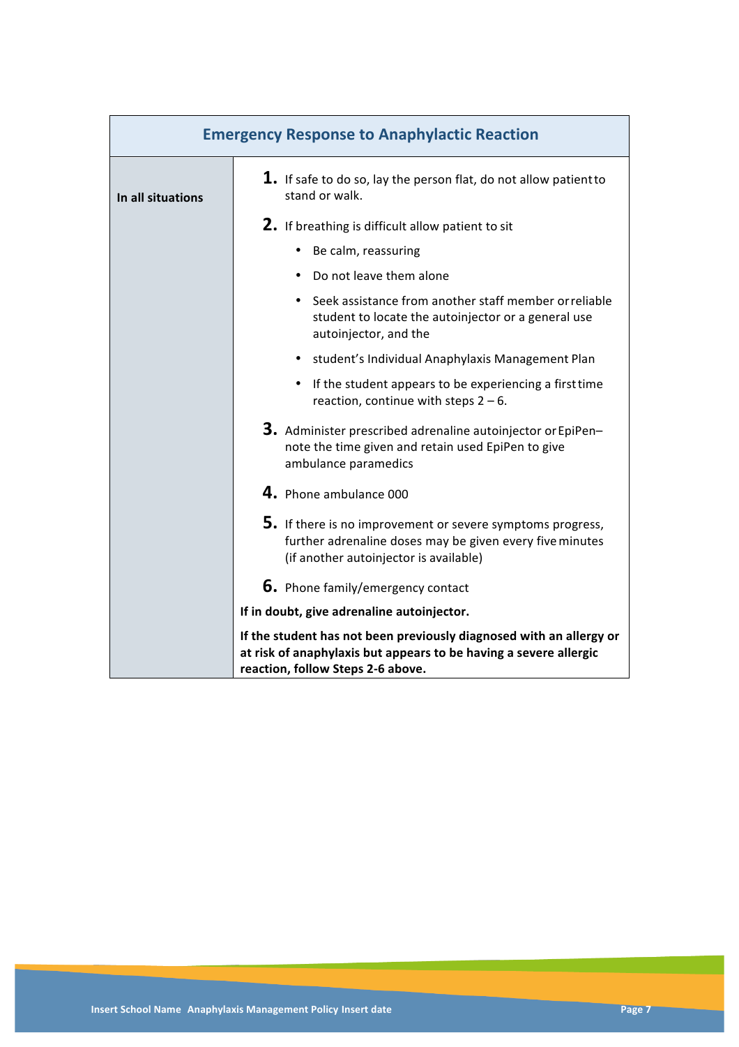| Emergency Response to Anaphylactic Reaction | |
|---|---|
| **In all situations** | **1.** If safe to do so, lay the person flat, do not allow patient to stand or walk.<br><br>**2.** If breathing is difficult allow patient to sit<br>• Be calm, reassuring<br>• Do not leave them alone<br>• Seek assistance from another staff member or reliable student to locate the autoinjector or a general use autoinjector, and the<br>• student's Individual Anaphylaxis Management Plan<br>• If the student appears to be experiencing a first time reaction, continue with steps 2 – 6.<br><br>**3.** Administer prescribed adrenaline autoinjector or EpiPen– note the time given and retain used EpiPen to give ambulance paramedics<br><br>**4.** Phone ambulance 000<br><br>**5.** If there is no improvement or severe symptoms progress, further adrenaline doses may be given every five minutes (if another autoinjector is available)<br><br>**6.** Phone family/emergency contact<br><br>**If in doubt, give adrenaline autoinjector.**<br><br>**If the student has not been previously diagnosed with an allergy or at risk of anaphylaxis but appears to be having a severe allergic reaction, follow Steps 2-6 above.** |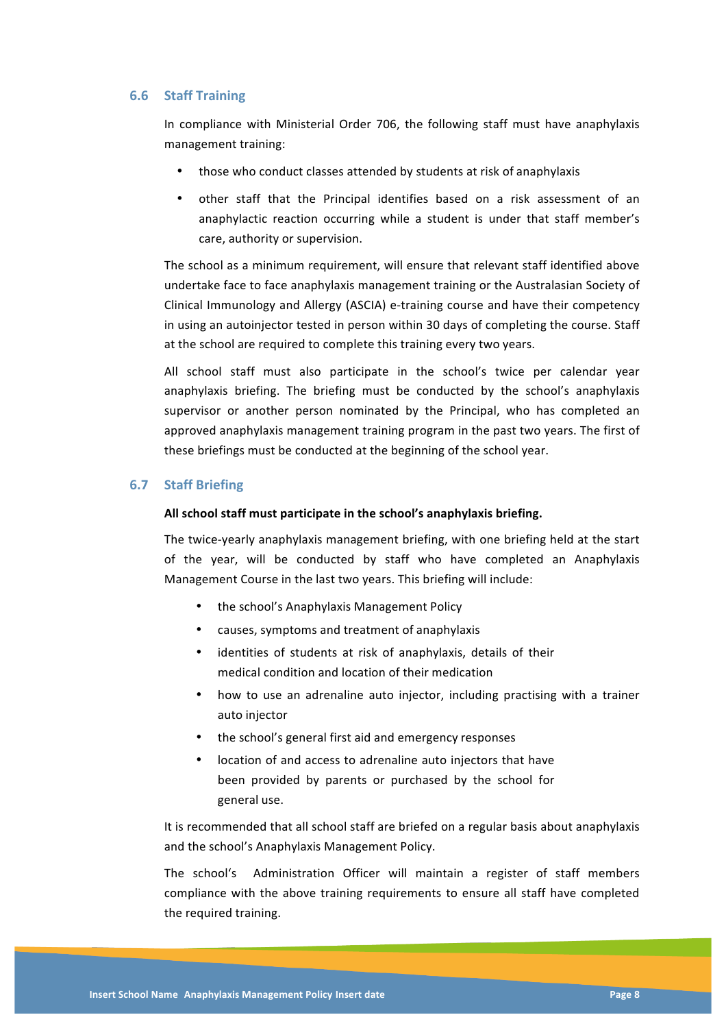### 6.6 Staff Training

In compliance with Ministerial Order 706, the following staff must have anaphylaxis management training:

- those who conduct classes attended by students at risk of anaphylaxis
- other staff that the Principal identifies based on a risk assessment of an anaphylactic reaction occurring while a student is under that staff member's care, authority or supervision.

The school as a minimum requirement, will ensure that relevant staff identified above undertake face to face anaphylaxis management training or the Australasian Society of Clinical Immunology and Allergy (ASCIA) e-training course and have their competency in using an autoinjector tested in person within 30 days of completing the course. Staff at the school are required to complete this training every two years.

All school staff must also participate in the school's twice per calendar year anaphylaxis briefing. The briefing must be conducted by the school's anaphylaxis supervisor or another person nominated by the Principal, who has completed an approved anaphylaxis management training program in the past two years. The first of these briefings must be conducted at the beginning of the school year.

### 6.7 Staff Briefing

**All school staff must participate in the school's anaphylaxis briefing.**

The twice-yearly anaphylaxis management briefing, with one briefing held at the start of the year, will be conducted by staff who have completed an Anaphylaxis Management Course in the last two years. This briefing will include:

- the school's Anaphylaxis Management Policy
- causes, symptoms and treatment of anaphylaxis
- identities of students at risk of anaphylaxis, details of their medical condition and location of their medication
- how to use an adrenaline auto injector, including practising with a trainer auto injector
- the school's general first aid and emergency responses
- location of and access to adrenaline auto injectors that have been provided by parents or purchased by the school for general use.

It is recommended that all school staff are briefed on a regular basis about anaphylaxis and the school's Anaphylaxis Management Policy.

The school's Administration Officer will maintain a register of staff members compliance with the above training requirements to ensure all staff have completed the required training.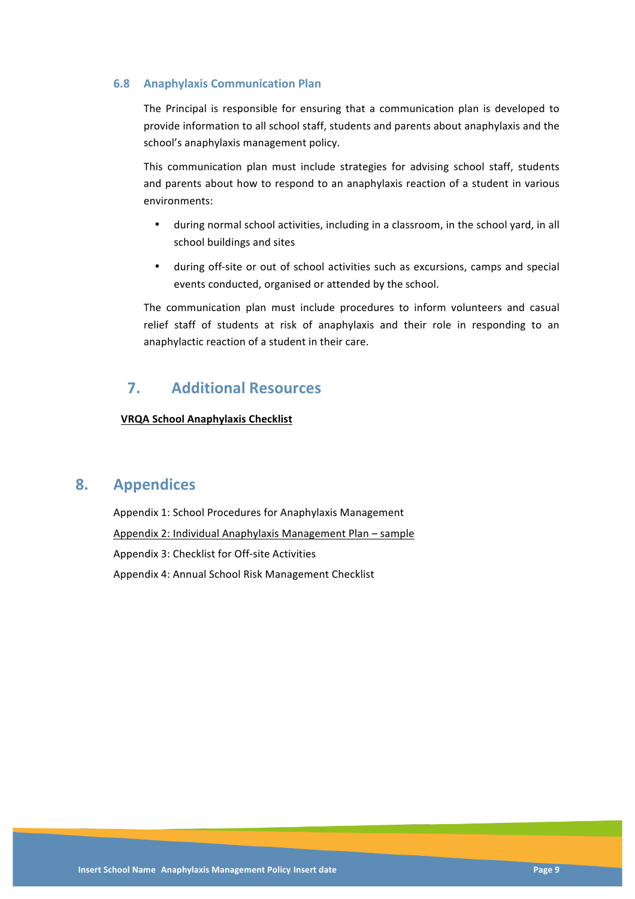### 6.8 Anaphylaxis Communication Plan

The Principal is responsible for ensuring that a communication plan is developed to provide information to all school staff, students and parents about anaphylaxis and the school's anaphylaxis management policy.

This communication plan must include strategies for advising school staff, students and parents about how to respond to an anaphylaxis reaction of a student in various environments:

- during normal school activities, including in a classroom, in the school yard, in all school buildings and sites
- during off-site or out of school activities such as excursions, camps and special events conducted, organised or attended by the school.

The communication plan must include procedures to inform volunteers and casual relief staff of students at risk of anaphylaxis and their role in responding to an anaphylactic reaction of a student in their care.

## 7. Additional Resources

**VRQA School Anaphylaxis Checklist**

## 8. Appendices

Appendix 1: School Procedures for Anaphylaxis Management

Appendix 2: Individual Anaphylaxis Management Plan – sample

Appendix 3: Checklist for Off-site Activities

Appendix 4: Annual School Risk Management Checklist